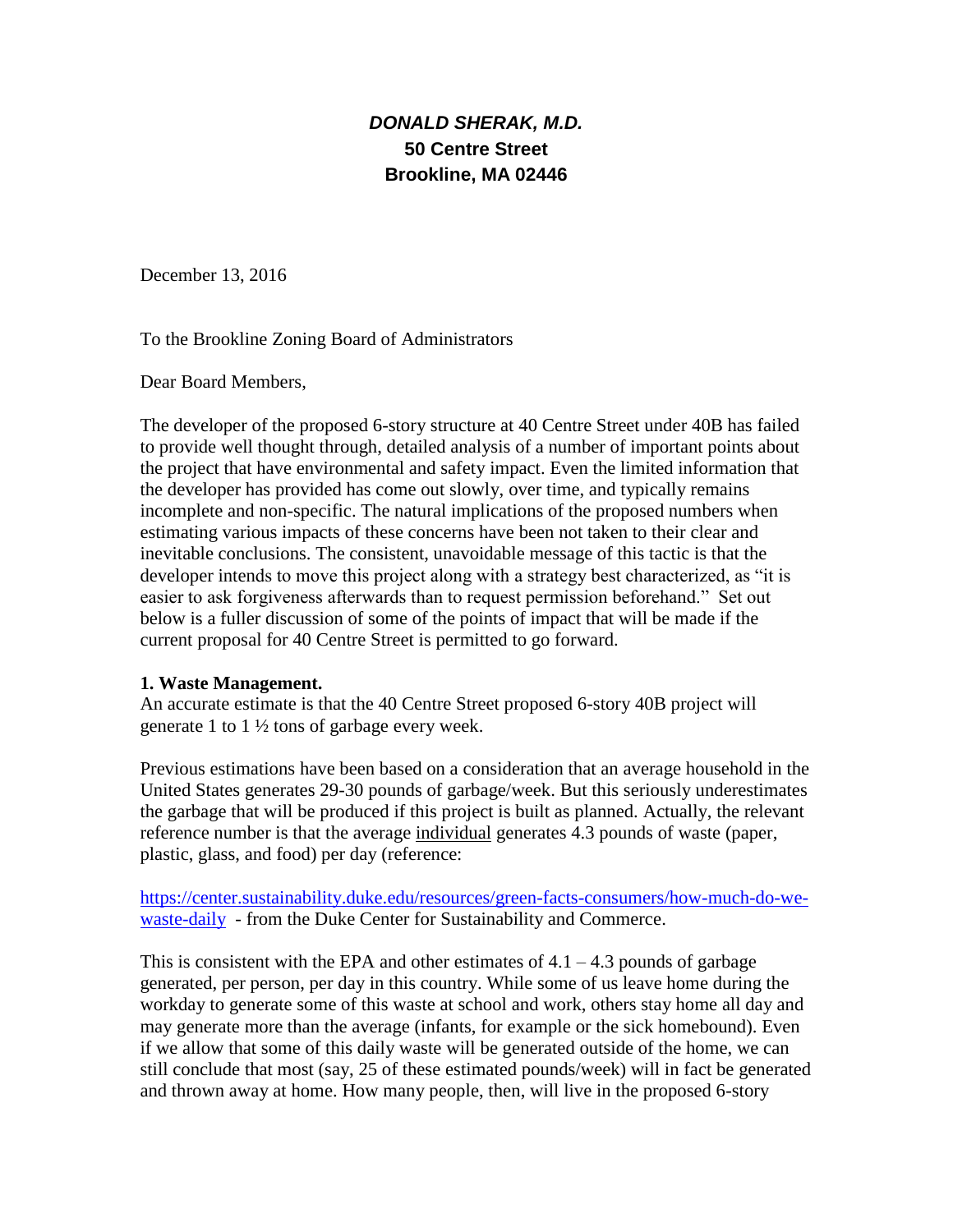***DONALD SHERAK, M.D.***
**50 Centre Street**
**Brookline, MA 02446**

December 13, 2016

To the Brookline Zoning Board of Administrators

Dear Board Members,

The developer of the proposed 6-story structure at 40 Centre Street under 40B has failed to provide well thought through, detailed analysis of a number of important points about the project that have environmental and safety impact. Even the limited information that the developer has provided has come out slowly, over time, and typically remains incomplete and non-specific. The natural implications of the proposed numbers when estimating various impacts of these concerns have been not taken to their clear and inevitable conclusions. The consistent, unavoidable message of this tactic is that the developer intends to move this project along with a strategy best characterized, as "it is easier to ask forgiveness afterwards than to request permission beforehand." Set out below is a fuller discussion of some of the points of impact that will be made if the current proposal for 40 Centre Street is permitted to go forward.

**1. Waste Management.**
An accurate estimate is that the 40 Centre Street proposed 6-story 40B project will generate 1 to 1 ½ tons of garbage every week.

Previous estimations have been based on a consideration that an average household in the United States generates 29-30 pounds of garbage/week. But this seriously underestimates the garbage that will be produced if this project is built as planned. Actually, the relevant reference number is that the average individual generates 4.3 pounds of waste (paper, plastic, glass, and food) per day (reference:

[https://center.sustainability.duke.edu/resources/green-facts-consumers/how-much-do-we-waste-daily](https://center.sustainability.duke.edu/resources/green-facts-consumers/how-much-do-we-waste-daily) - from the Duke Center for Sustainability and Commerce.

This is consistent with the EPA and other estimates of 4.1 – 4.3 pounds of garbage generated, per person, per day in this country. While some of us leave home during the workday to generate some of this waste at school and work, others stay home all day and may generate more than the average (infants, for example or the sick homebound). Even if we allow that some of this daily waste will be generated outside of the home, we can still conclude that most (say, 25 of these estimated pounds/week) will in fact be generated and thrown away at home. How many people, then, will live in the proposed 6-story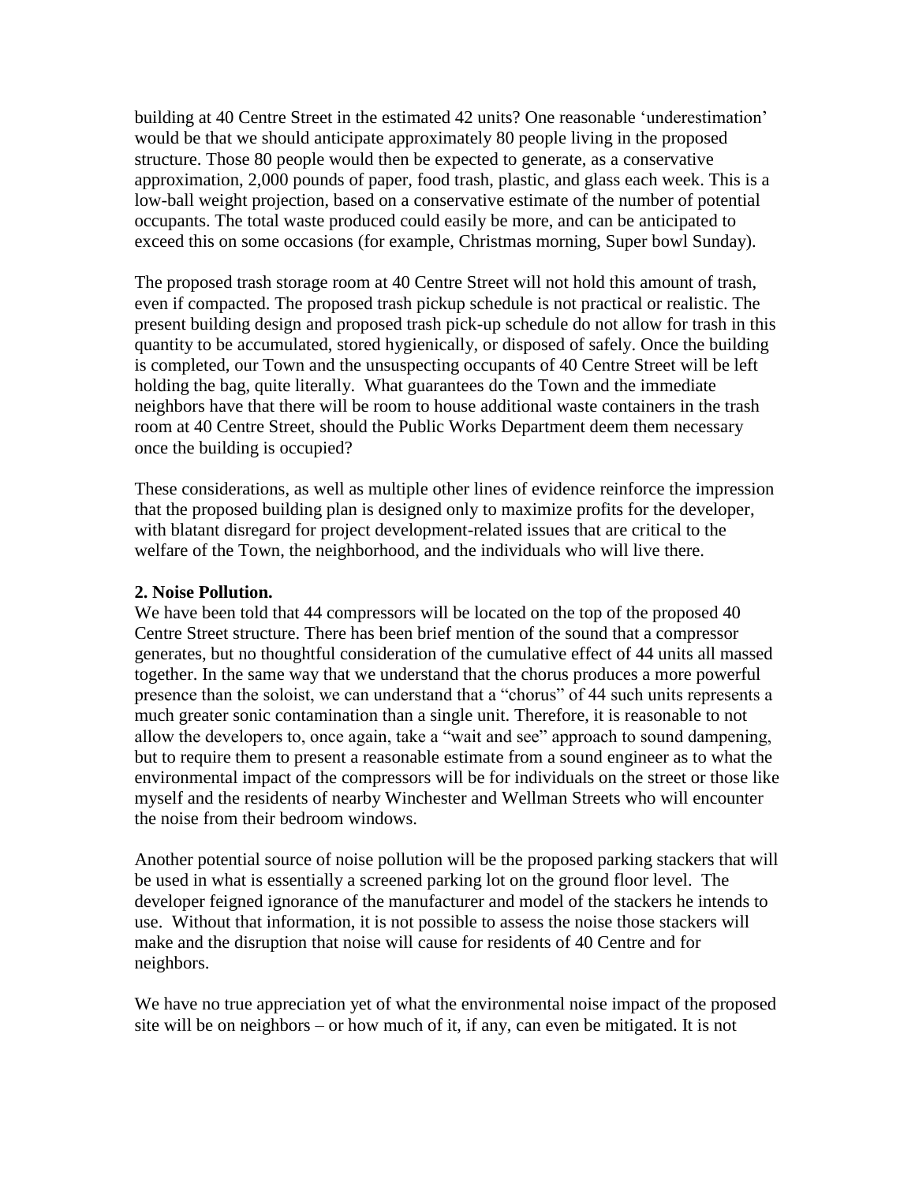building at 40 Centre Street in the estimated 42 units? One reasonable 'underestimation' would be that we should anticipate approximately 80 people living in the proposed structure. Those 80 people would then be expected to generate, as a conservative approximation, 2,000 pounds of paper, food trash, plastic, and glass each week. This is a low-ball weight projection, based on a conservative estimate of the number of potential occupants. The total waste produced could easily be more, and can be anticipated to exceed this on some occasions (for example, Christmas morning, Super bowl Sunday).

The proposed trash storage room at 40 Centre Street will not hold this amount of trash, even if compacted. The proposed trash pickup schedule is not practical or realistic. The present building design and proposed trash pick-up schedule do not allow for trash in this quantity to be accumulated, stored hygienically, or disposed of safely. Once the building is completed, our Town and the unsuspecting occupants of 40 Centre Street will be left holding the bag, quite literally. What guarantees do the Town and the immediate neighbors have that there will be room to house additional waste containers in the trash room at 40 Centre Street, should the Public Works Department deem them necessary once the building is occupied?

These considerations, as well as multiple other lines of evidence reinforce the impression that the proposed building plan is designed only to maximize profits for the developer, with blatant disregard for project development-related issues that are critical to the welfare of the Town, the neighborhood, and the individuals who will live there.

**2. Noise Pollution.**

We have been told that 44 compressors will be located on the top of the proposed 40 Centre Street structure. There has been brief mention of the sound that a compressor generates, but no thoughtful consideration of the cumulative effect of 44 units all massed together. In the same way that we understand that the chorus produces a more powerful presence than the soloist, we can understand that a "chorus" of 44 such units represents a much greater sonic contamination than a single unit. Therefore, it is reasonable to not allow the developers to, once again, take a "wait and see" approach to sound dampening, but to require them to present a reasonable estimate from a sound engineer as to what the environmental impact of the compressors will be for individuals on the street or those like myself and the residents of nearby Winchester and Wellman Streets who will encounter the noise from their bedroom windows.

Another potential source of noise pollution will be the proposed parking stackers that will be used in what is essentially a screened parking lot on the ground floor level. The developer feigned ignorance of the manufacturer and model of the stackers he intends to use. Without that information, it is not possible to assess the noise those stackers will make and the disruption that noise will cause for residents of 40 Centre and for neighbors.

We have no true appreciation yet of what the environmental noise impact of the proposed site will be on neighbors – or how much of it, if any, can even be mitigated. It is not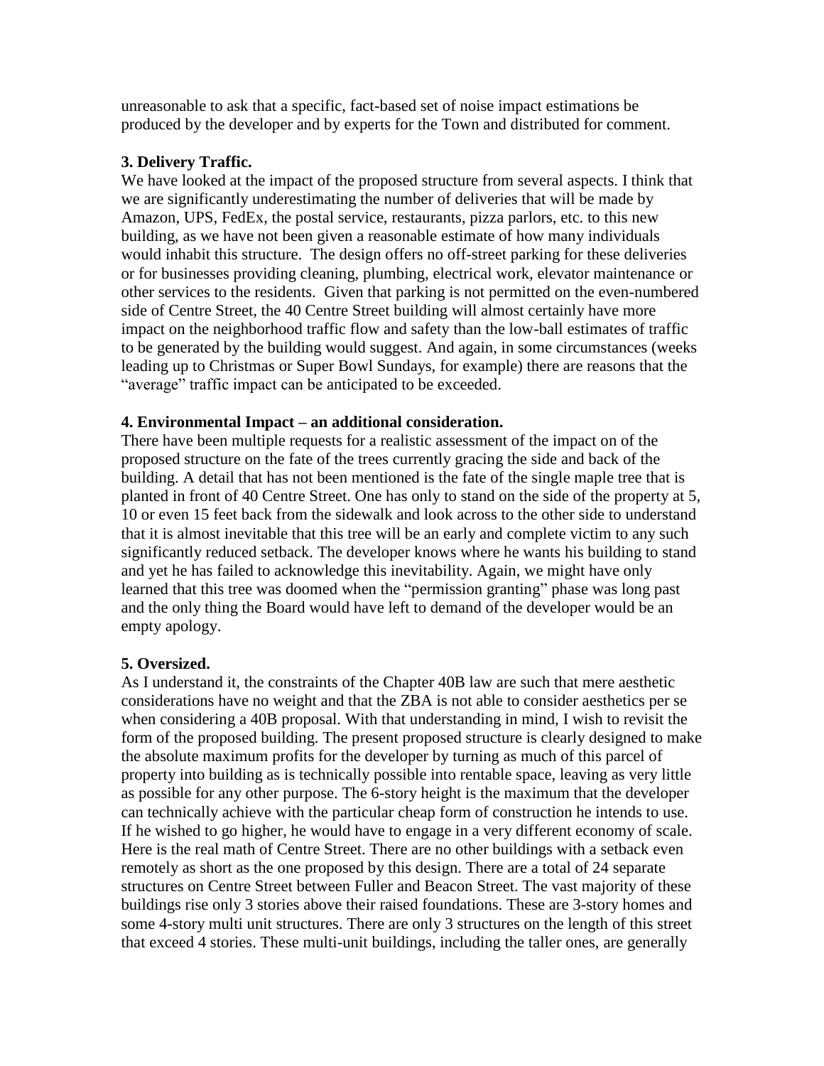unreasonable to ask that a specific, fact-based set of noise impact estimations be produced by the developer and by experts for the Town and distributed for comment.

**3. Delivery Traffic.**

We have looked at the impact of the proposed structure from several aspects. I think that we are significantly underestimating the number of deliveries that will be made by Amazon, UPS, FedEx, the postal service, restaurants, pizza parlors, etc. to this new building, as we have not been given a reasonable estimate of how many individuals would inhabit this structure. The design offers no off-street parking for these deliveries or for businesses providing cleaning, plumbing, electrical work, elevator maintenance or other services to the residents. Given that parking is not permitted on the even-numbered side of Centre Street, the 40 Centre Street building will almost certainly have more impact on the neighborhood traffic flow and safety than the low-ball estimates of traffic to be generated by the building would suggest. And again, in some circumstances (weeks leading up to Christmas or Super Bowl Sundays, for example) there are reasons that the "average" traffic impact can be anticipated to be exceeded.

**4. Environmental Impact – an additional consideration.**

There have been multiple requests for a realistic assessment of the impact on of the proposed structure on the fate of the trees currently gracing the side and back of the building. A detail that has not been mentioned is the fate of the single maple tree that is planted in front of 40 Centre Street. One has only to stand on the side of the property at 5, 10 or even 15 feet back from the sidewalk and look across to the other side to understand that it is almost inevitable that this tree will be an early and complete victim to any such significantly reduced setback. The developer knows where he wants his building to stand and yet he has failed to acknowledge this inevitability. Again, we might have only learned that this tree was doomed when the "permission granting" phase was long past and the only thing the Board would have left to demand of the developer would be an empty apology.

**5. Oversized.**

As I understand it, the constraints of the Chapter 40B law are such that mere aesthetic considerations have no weight and that the ZBA is not able to consider aesthetics per se when considering a 40B proposal. With that understanding in mind, I wish to revisit the form of the proposed building. The present proposed structure is clearly designed to make the absolute maximum profits for the developer by turning as much of this parcel of property into building as is technically possible into rentable space, leaving as very little as possible for any other purpose. The 6-story height is the maximum that the developer can technically achieve with the particular cheap form of construction he intends to use. If he wished to go higher, he would have to engage in a very different economy of scale. Here is the real math of Centre Street. There are no other buildings with a setback even remotely as short as the one proposed by this design. There are a total of 24 separate structures on Centre Street between Fuller and Beacon Street. The vast majority of these buildings rise only 3 stories above their raised foundations. These are 3-story homes and some 4-story multi unit structures. There are only 3 structures on the length of this street that exceed 4 stories. These multi-unit buildings, including the taller ones, are generally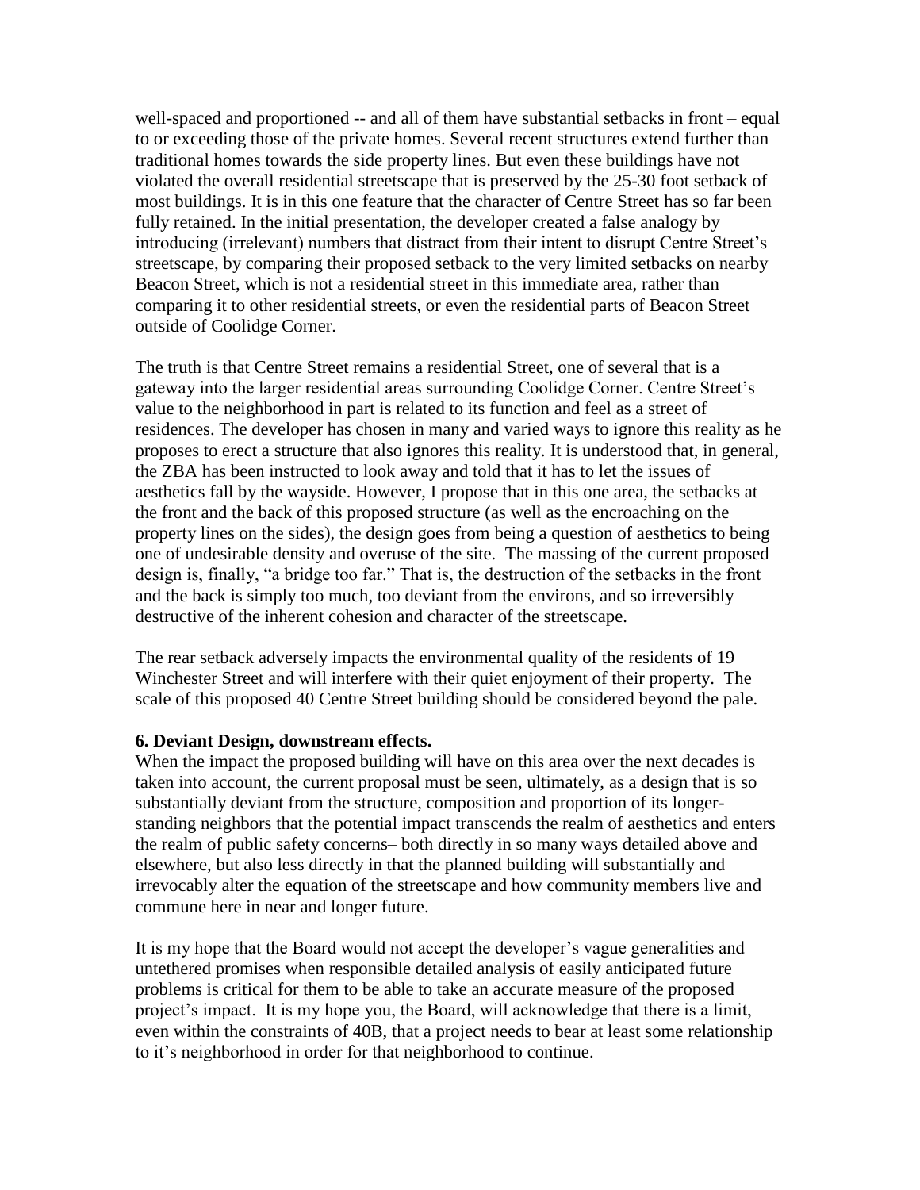well-spaced and proportioned -- and all of them have substantial setbacks in front – equal to or exceeding those of the private homes. Several recent structures extend further than traditional homes towards the side property lines. But even these buildings have not violated the overall residential streetscape that is preserved by the 25-30 foot setback of most buildings. It is in this one feature that the character of Centre Street has so far been fully retained. In the initial presentation, the developer created a false analogy by introducing (irrelevant) numbers that distract from their intent to disrupt Centre Street's streetscape, by comparing their proposed setback to the very limited setbacks on nearby Beacon Street, which is not a residential street in this immediate area, rather than comparing it to other residential streets, or even the residential parts of Beacon Street outside of Coolidge Corner.

The truth is that Centre Street remains a residential Street, one of several that is a gateway into the larger residential areas surrounding Coolidge Corner. Centre Street's value to the neighborhood in part is related to its function and feel as a street of residences. The developer has chosen in many and varied ways to ignore this reality as he proposes to erect a structure that also ignores this reality. It is understood that, in general, the ZBA has been instructed to look away and told that it has to let the issues of aesthetics fall by the wayside. However, I propose that in this one area, the setbacks at the front and the back of this proposed structure (as well as the encroaching on the property lines on the sides), the design goes from being a question of aesthetics to being one of undesirable density and overuse of the site. The massing of the current proposed design is, finally, "a bridge too far." That is, the destruction of the setbacks in the front and the back is simply too much, too deviant from the environs, and so irreversibly destructive of the inherent cohesion and character of the streetscape.

The rear setback adversely impacts the environmental quality of the residents of 19 Winchester Street and will interfere with their quiet enjoyment of their property. The scale of this proposed 40 Centre Street building should be considered beyond the pale.

**6. Deviant Design, downstream effects.**

When the impact the proposed building will have on this area over the next decades is taken into account, the current proposal must be seen, ultimately, as a design that is so substantially deviant from the structure, composition and proportion of its longer-standing neighbors that the potential impact transcends the realm of aesthetics and enters the realm of public safety concerns– both directly in so many ways detailed above and elsewhere, but also less directly in that the planned building will substantially and irrevocably alter the equation of the streetscape and how community members live and commune here in near and longer future.

It is my hope that the Board would not accept the developer's vague generalities and untethered promises when responsible detailed analysis of easily anticipated future problems is critical for them to be able to take an accurate measure of the proposed project's impact. It is my hope you, the Board, will acknowledge that there is a limit, even within the constraints of 40B, that a project needs to bear at least some relationship to it's neighborhood in order for that neighborhood to continue.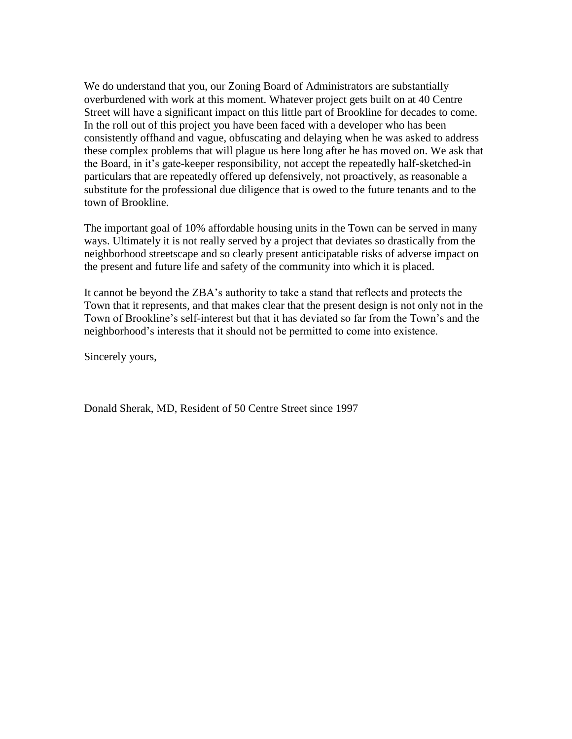We do understand that you, our Zoning Board of Administrators are substantially overburdened with work at this moment. Whatever project gets built on at 40 Centre Street will have a significant impact on this little part of Brookline for decades to come. In the roll out of this project you have been faced with a developer who has been consistently offhand and vague, obfuscating and delaying when he was asked to address these complex problems that will plague us here long after he has moved on. We ask that the Board, in it's gate-keeper responsibility, not accept the repeatedly half-sketched-in particulars that are repeatedly offered up defensively, not proactively, as reasonable a substitute for the professional due diligence that is owed to the future tenants and to the town of Brookline.

The important goal of 10% affordable housing units in the Town can be served in many ways. Ultimately it is not really served by a project that deviates so drastically from the neighborhood streetscape and so clearly present anticipatable risks of adverse impact on the present and future life and safety of the community into which it is placed.

It cannot be beyond the ZBA's authority to take a stand that reflects and protects the Town that it represents, and that makes clear that the present design is not only not in the Town of Brookline's self-interest but that it has deviated so far from the Town's and the neighborhood's interests that it should not be permitted to come into existence.

Sincerely yours,

Donald Sherak, MD, Resident of 50 Centre Street since 1997